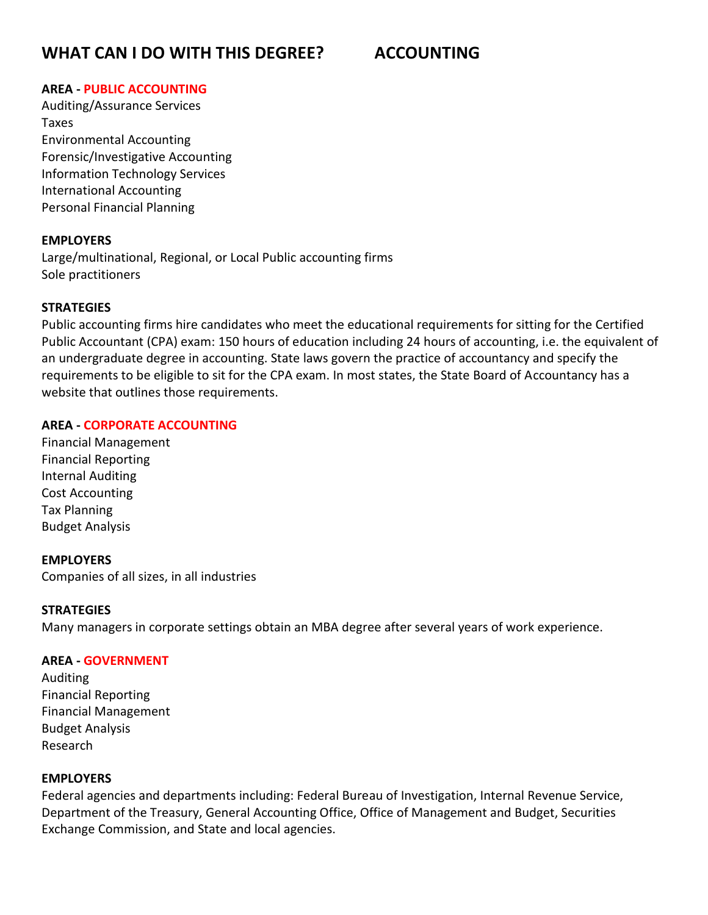# WHAT CAN I DO WITH THIS DEGREE? ACCOUNTING

## AREA - PUBLIC ACCOUNTING

Auditing/Assurance Services
Taxes
Environmental Accounting
Forensic/Investigative Accounting
Information Technology Services
International Accounting
Personal Financial Planning

### EMPLOYERS

Large/multinational, Regional, or Local Public accounting firms
Sole practitioners

### STRATEGIES

Public accounting firms hire candidates who meet the educational requirements for sitting for the Certified Public Accountant (CPA) exam: 150 hours of education including 24 hours of accounting, i.e. the equivalent of an undergraduate degree in accounting. State laws govern the practice of accountancy and specify the requirements to be eligible to sit for the CPA exam. In most states, the State Board of Accountancy has a website that outlines those requirements.

## AREA - CORPORATE ACCOUNTING

Financial Management
Financial Reporting
Internal Auditing
Cost Accounting
Tax Planning
Budget Analysis

### EMPLOYERS

Companies of all sizes, in all industries

### STRATEGIES

Many managers in corporate settings obtain an MBA degree after several years of work experience.

## AREA - GOVERNMENT

Auditing
Financial Reporting
Financial Management
Budget Analysis
Research

### EMPLOYERS

Federal agencies and departments including: Federal Bureau of Investigation, Internal Revenue Service, Department of the Treasury, General Accounting Office, Office of Management and Budget, Securities Exchange Commission, and State and local agencies.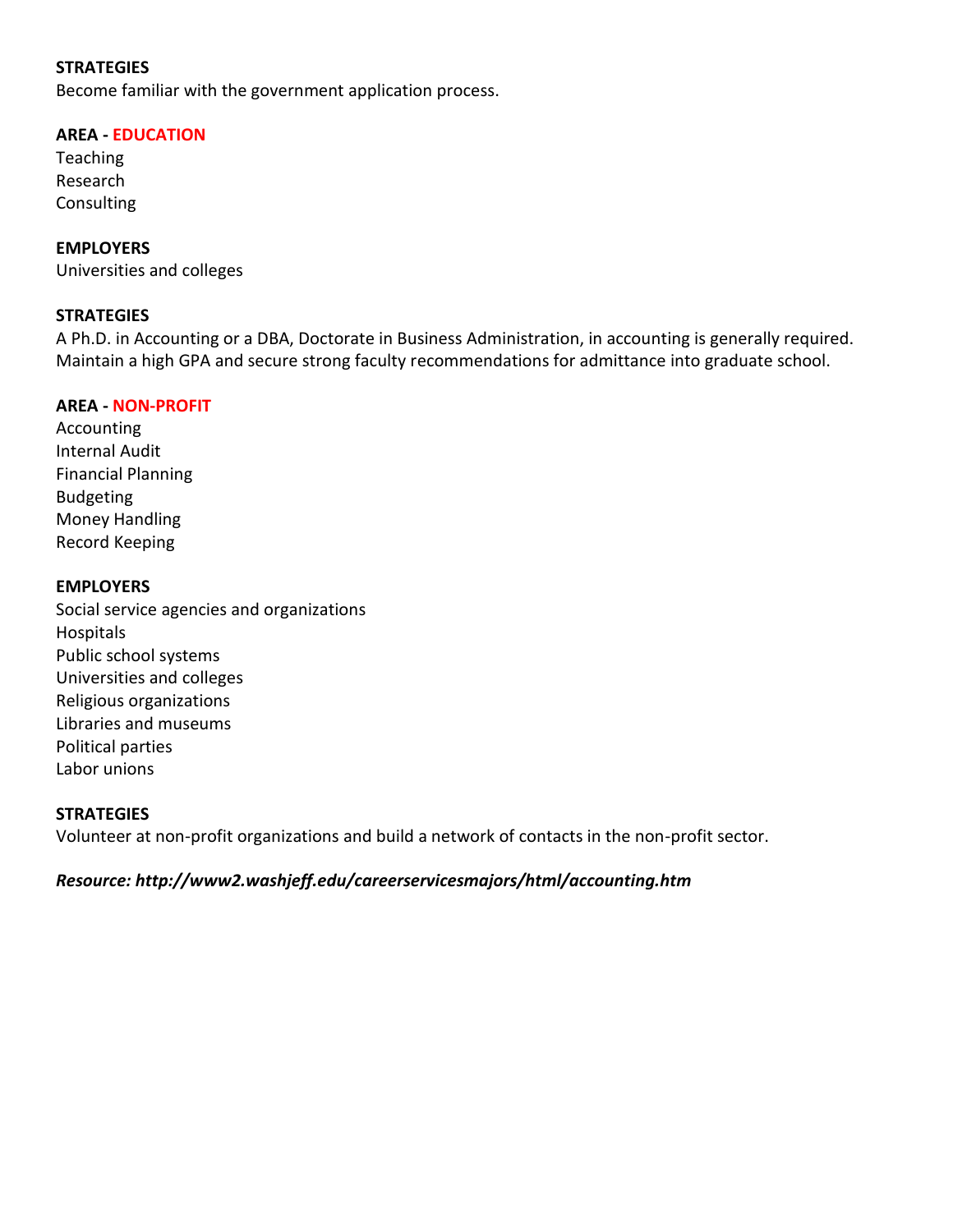**STRATEGIES**

Become familiar with the government application process.

**AREA - EDUCATION**

Teaching
Research
Consulting

**EMPLOYERS**

Universities and colleges

**STRATEGIES**

A Ph.D. in Accounting or a DBA, Doctorate in Business Administration, in accounting is generally required. Maintain a high GPA and secure strong faculty recommendations for admittance into graduate school.

**AREA - NON-PROFIT**

Accounting
Internal Audit
Financial Planning
Budgeting
Money Handling
Record Keeping

**EMPLOYERS**

Social service agencies and organizations
Hospitals
Public school systems
Universities and colleges
Religious organizations
Libraries and museums
Political parties
Labor unions

**STRATEGIES**

Volunteer at non-profit organizations and build a network of contacts in the non-profit sector.

***Resource: http://www2.washjeff.edu/careerservicesmajors/html/accounting.htm***